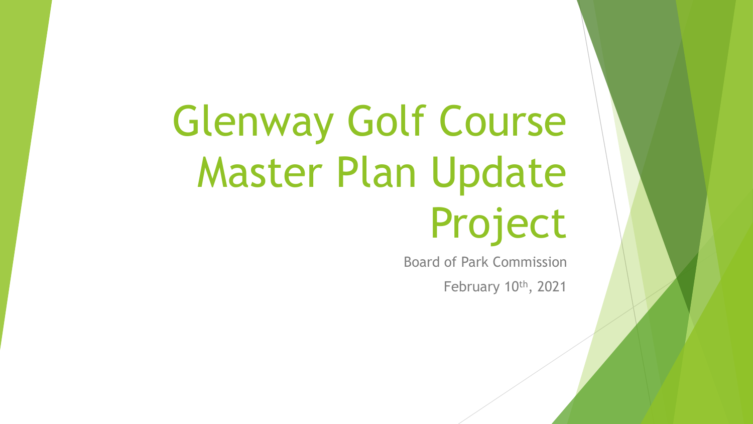# Glenway Golf Course Master Plan Update Project

Board of Park Commission

February 10th, 2021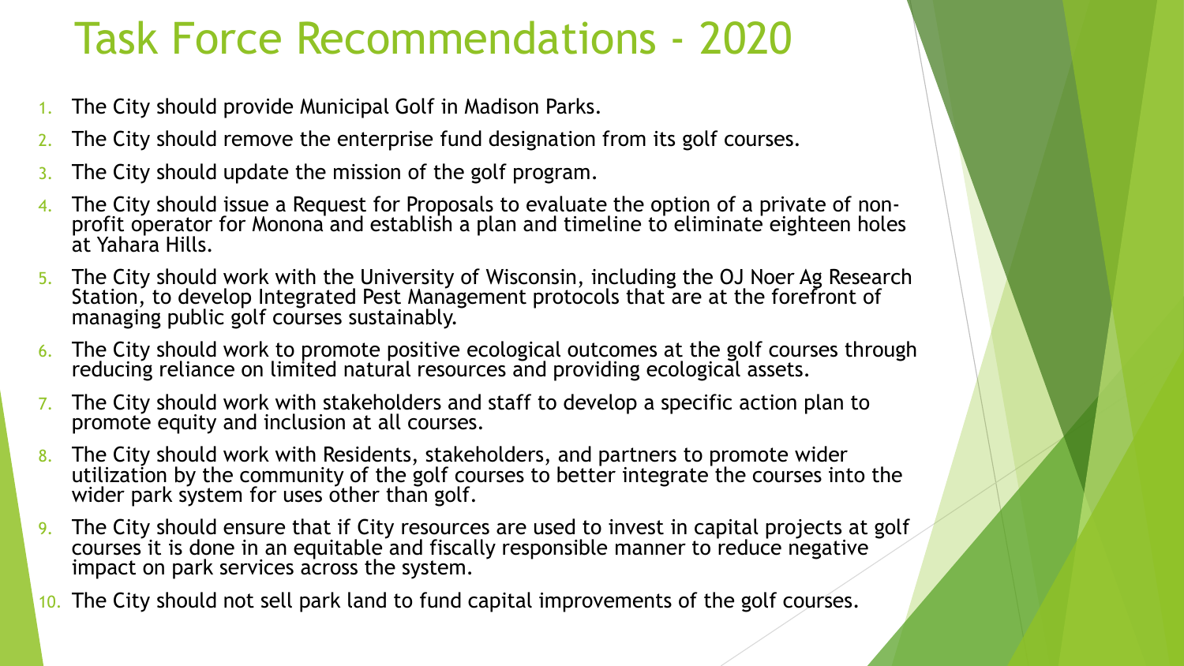# Task Force Recommendations - 2020

1. The City should provide Municipal Golf in Madison Parks.
2. The City should remove the enterprise fund designation from its golf courses.
3. The City should update the mission of the golf program.
4. The City should issue a Request for Proposals to evaluate the option of a private of non-profit operator for Monona and establish a plan and timeline to eliminate eighteen holes at Yahara Hills.
5. The City should work with the University of Wisconsin, including the OJ Noer Ag Research Station, to develop Integrated Pest Management protocols that are at the forefront of managing public golf courses sustainably.
6. The City should work to promote positive ecological outcomes at the golf courses through reducing reliance on limited natural resources and providing ecological assets.
7. The City should work with stakeholders and staff to develop a specific action plan to promote equity and inclusion at all courses.
8. The City should work with Residents, stakeholders, and partners to promote wider utilization by the community of the golf courses to better integrate the courses into the wider park system for uses other than golf.
9. The City should ensure that if City resources are used to invest in capital projects at golf courses it is done in an equitable and fiscally responsible manner to reduce negative impact on park services across the system.
10. The City should not sell park land to fund capital improvements of the golf courses.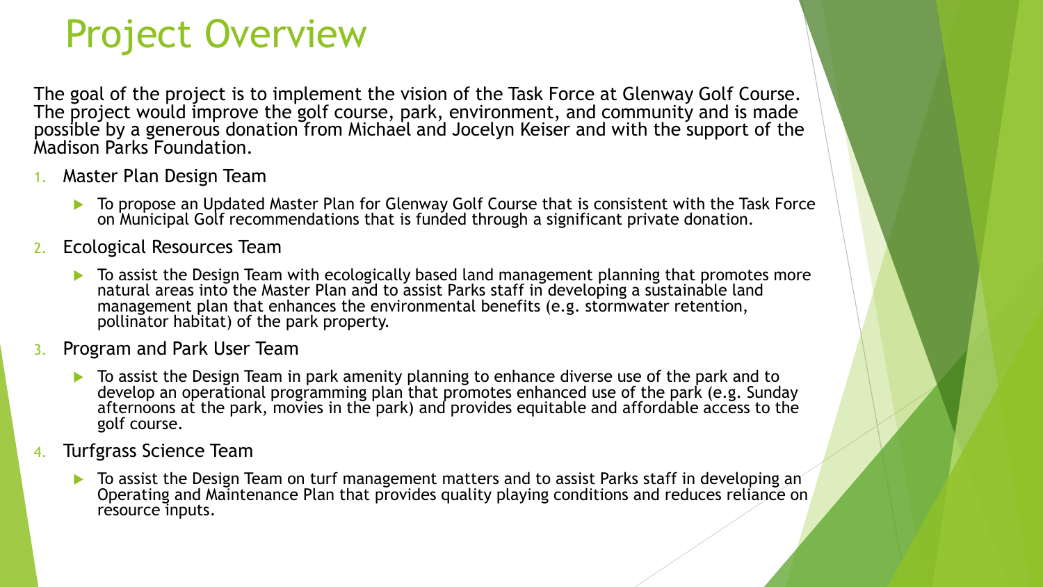# Project Overview

The goal of the project is to implement the vision of the Task Force at Glenway Golf Course. The project would improve the golf course, park, environment, and community and is made possible by a generous donation from Michael and Jocelyn Keiser and with the support of the Madison Parks Foundation.

1. Master Plan Design Team
   - To propose an Updated Master Plan for Glenway Golf Course that is consistent with the Task Force on Municipal Golf recommendations that is funded through a significant private donation.
2. Ecological Resources Team
   - To assist the Design Team with ecologically based land management planning that promotes more natural areas into the Master Plan and to assist Parks staff in developing a sustainable land management plan that enhances the environmental benefits (e.g. stormwater retention, pollinator habitat) of the park property.
3. Program and Park User Team
   - To assist the Design Team in park amenity planning to enhance diverse use of the park and to develop an operational programming plan that promotes enhanced use of the park (e.g. Sunday afternoons at the park, movies in the park) and provides equitable and affordable access to the golf course.
4. Turfgrass Science Team
   - To assist the Design Team on turf management matters and to assist Parks staff in developing an Operating and Maintenance Plan that provides quality playing conditions and reduces reliance on resource inputs.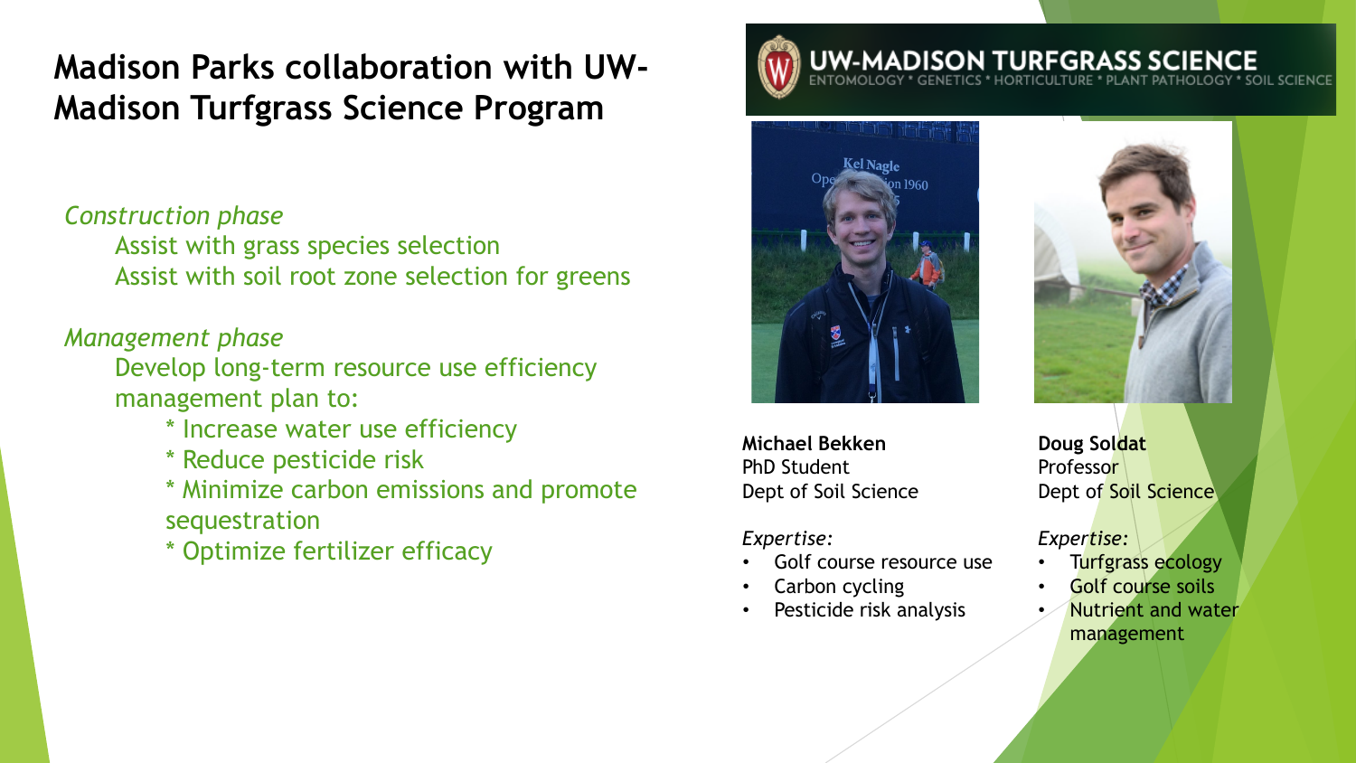# Madison Parks collaboration with UW-Madison Turfgrass Science Program

*Construction phase*

Assist with grass species selection

Assist with soil root zone selection for greens

*Management phase*

Develop long-term resource use efficiency management plan to:

* Increase water use efficiency
* Reduce pesticide risk
* Minimize carbon emissions and promote sequestration
* Optimize fertilizer efficacy

**UW-MADISON TURFGRASS SCIENCE**

ENTOMOLOGY * GENETICS * HORTICULTURE * PLANT PATHOLOGY * SOIL SCIENCE

**Michael Bekken**
PhD Student
Dept of Soil Science

*Expertise:*

- Golf course resource use
- Carbon cycling
- Pesticide risk analysis

**Doug Soldat**
Professor
Dept of Soil Science

*Expertise:*

- Turfgrass ecology
- Golf course soils
- Nutrient and water management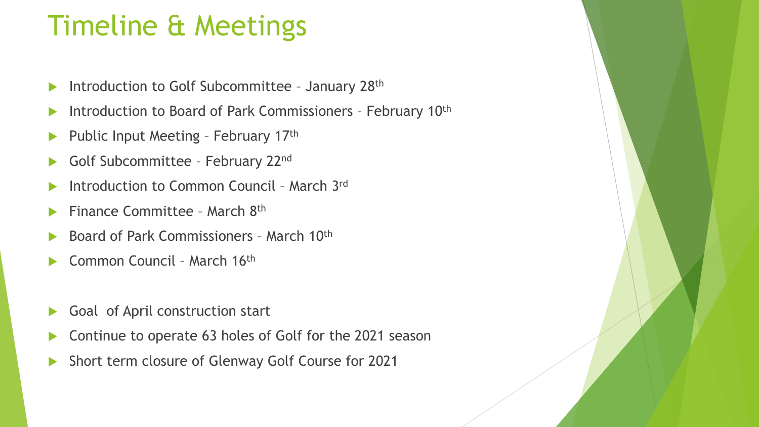# Timeline & Meetings

- Introduction to Golf Subcommittee – January 28th
- Introduction to Board of Park Commissioners – February 10th
- Public Input Meeting – February 17th
- Golf Subcommittee – February 22nd
- Introduction to Common Council – March 3rd
- Finance Committee – March 8th
- Board of Park Commissioners – March 10th
- Common Council – March 16th

- Goal of April construction start
- Continue to operate 63 holes of Golf for the 2021 season
- Short term closure of Glenway Golf Course for 2021